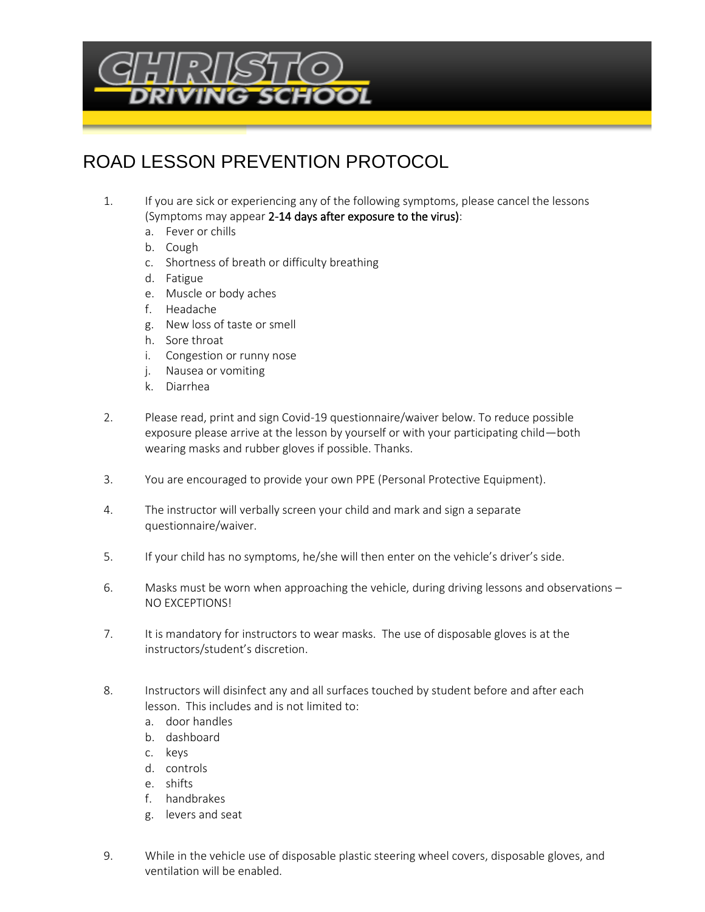# CHRISTO DRIVING SCHOOL

## ROAD LESSON PREVENTION PROTOCOL

1. If you are sick or experiencing any of the following symptoms, please cancel the lessons (Symptoms may appear **2-14 days after exposure to the virus)**:
   a. Fever or chills
   b. Cough
   c. Shortness of breath or difficulty breathing
   d. Fatigue
   e. Muscle or body aches
   f. Headache
   g. New loss of taste or smell
   h. Sore throat
   i. Congestion or runny nose
   j. Nausea or vomiting
   k. Diarrhea

2. Please read, print and sign Covid-19 questionnaire/waiver below. To reduce possible exposure please arrive at the lesson by yourself or with your participating child—both wearing masks and rubber gloves if possible. Thanks.

3. You are encouraged to provide your own PPE (Personal Protective Equipment).

4. The instructor will verbally screen your child and mark and sign a separate questionnaire/waiver.

5. If your child has no symptoms, he/she will then enter on the vehicle's driver's side.

6. Masks must be worn when approaching the vehicle, during driving lessons and observations – NO EXCEPTIONS!

7. It is mandatory for instructors to wear masks. The use of disposable gloves is at the instructors/student's discretion.

8. Instructors will disinfect any and all surfaces touched by student before and after each lesson. This includes and is not limited to:
   a. door handles
   b. dashboard
   c. keys
   d. controls
   e. shifts
   f. handbrakes
   g. levers and seat

9. While in the vehicle use of disposable plastic steering wheel covers, disposable gloves, and ventilation will be enabled.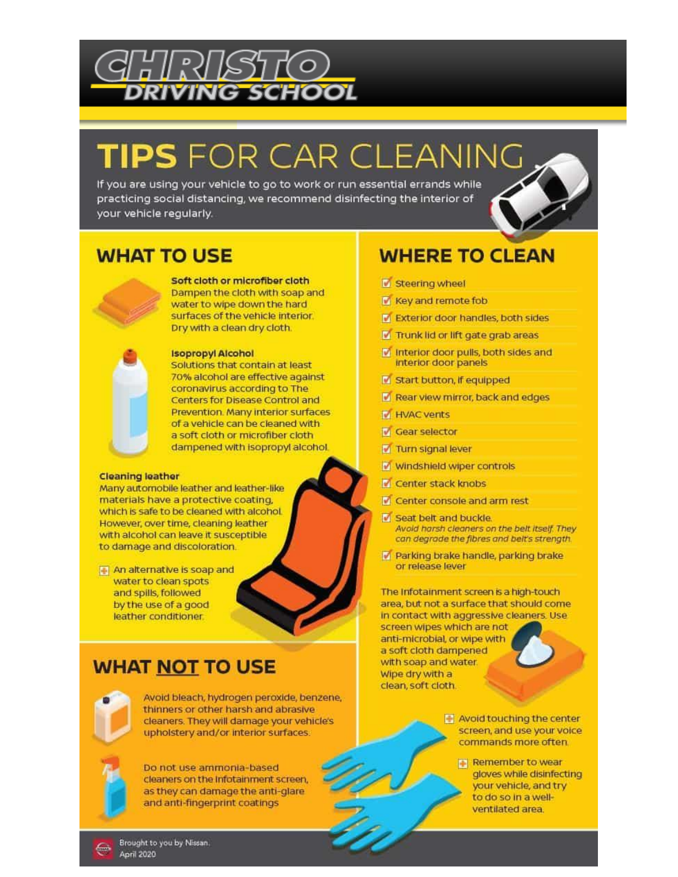# CHRISTO DRIVING SCHOOL

# TIPS FOR CAR CLEANING

If you are using your vehicle to go to work or run essential errands while practicing social distancing, we recommend disinfecting the interior of your vehicle regularly.

## WHAT TO USE

**Soft cloth or microfiber cloth**
Dampen the cloth with soap and water to wipe down the hard surfaces of the vehicle interior. Dry with a clean dry cloth.

**Isopropyl Alcohol**
Solutions that contain at least 70% alcohol are effective against coronavirus according to The Centers for Disease Control and Prevention. Many interior surfaces of a vehicle can be cleaned with a soft cloth or microfiber cloth dampened with isopropyl alcohol.

**Cleaning leather**
Many automobile leather and leather-like materials have a protective coating, which is safe to be cleaned with alcohol. However, over time, cleaning leather with alcohol can leave it susceptible to damage and discoloration.

- An alternative is soap and water to clean spots and spills, followed by the use of a good leather conditioner.

## WHAT NOT TO USE

Avoid bleach, hydrogen peroxide, benzene, thinners or other harsh and abrasive cleaners. They will damage your vehicle's upholstery and/or interior surfaces.

Do not use ammonia-based cleaners on the Infotainment screen, as they can damage the anti-glare and anti-fingerprint coatings

## WHERE TO CLEAN

- Steering wheel
- Key and remote fob
- Exterior door handles, both sides
- Trunk lid or lift gate grab areas
- Interior door pulls, both sides and interior door panels
- Start button, if equipped
- Rear view mirror, back and edges
- HVAC vents
- Gear selector
- Turn signal lever
- Windshield wiper controls
- Center stack knobs
- Center console and arm rest
- Seat belt and buckle.
  *Avoid harsh cleaners on the belt itself. They can degrade the fibres and belt's strength.*
- Parking brake handle, parking brake or release lever

The Infotainment screen is a high-touch area, but not a surface that should come in contact with aggressive cleaners. Use screen wipes which are not anti-microbial, or wipe with a soft cloth dampened with soap and water. Wipe dry with a clean, soft cloth.

- Avoid touching the center screen, and use your voice commands more often.
- Remember to wear gloves while disinfecting your vehicle, and try to do so in a well-ventilated area.

Brought to you by Nissan.
April 2020